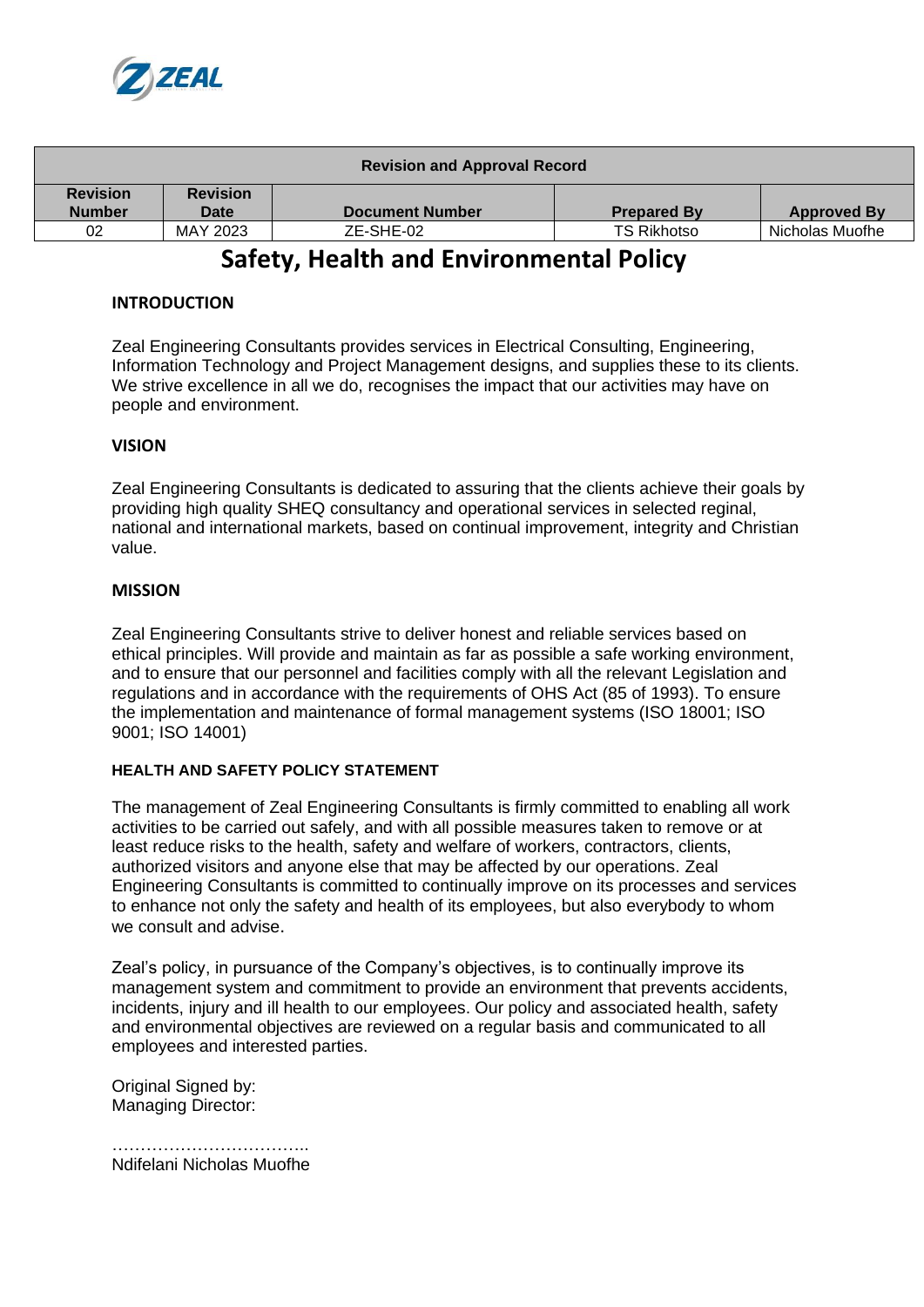| Revision and Approval Record | | | | |
|---|---|---|---|---|
| **Revision Number** | **Revision Date** | **Document Number** | **Prepared By** | **Approved By** |
| 02 | MAY 2023 | ZE-SHE-02 | TS Rikhotso | Nicholas Muofhe |

# Safety, Health and Environmental Policy

## INTRODUCTION

Zeal Engineering Consultants provides services in Electrical Consulting, Engineering, Information Technology and Project Management designs, and supplies these to its clients. We strive excellence in all we do, recognises the impact that our activities may have on people and environment.

## VISION

Zeal Engineering Consultants is dedicated to assuring that the clients achieve their goals by providing high quality SHEQ consultancy and operational services in selected reginal, national and international markets, based on continual improvement, integrity and Christian value.

## MISSION

Zeal Engineering Consultants strive to deliver honest and reliable services based on ethical principles. Will provide and maintain as far as possible a safe working environment, and to ensure that our personnel and facilities comply with all the relevant Legislation and regulations and in accordance with the requirements of OHS Act (85 of 1993). To ensure the implementation and maintenance of formal management systems (ISO 18001; ISO 9001; ISO 14001)

### HEALTH AND SAFETY POLICY STATEMENT

The management of Zeal Engineering Consultants is firmly committed to enabling all work activities to be carried out safely, and with all possible measures taken to remove or at least reduce risks to the health, safety and welfare of workers, contractors, clients, authorized visitors and anyone else that may be affected by our operations. Zeal Engineering Consultants is committed to continually improve on its processes and services to enhance not only the safety and health of its employees, but also everybody to whom we consult and advise.

Zeal's policy, in pursuance of the Company's objectives, is to continually improve its management system and commitment to provide an environment that prevents accidents, incidents, injury and ill health to our employees. Our policy and associated health, safety and environmental objectives are reviewed on a regular basis and communicated to all employees and interested parties.

Original Signed by:
Managing Director:

……………………………..
Ndifelani Nicholas Muofhe